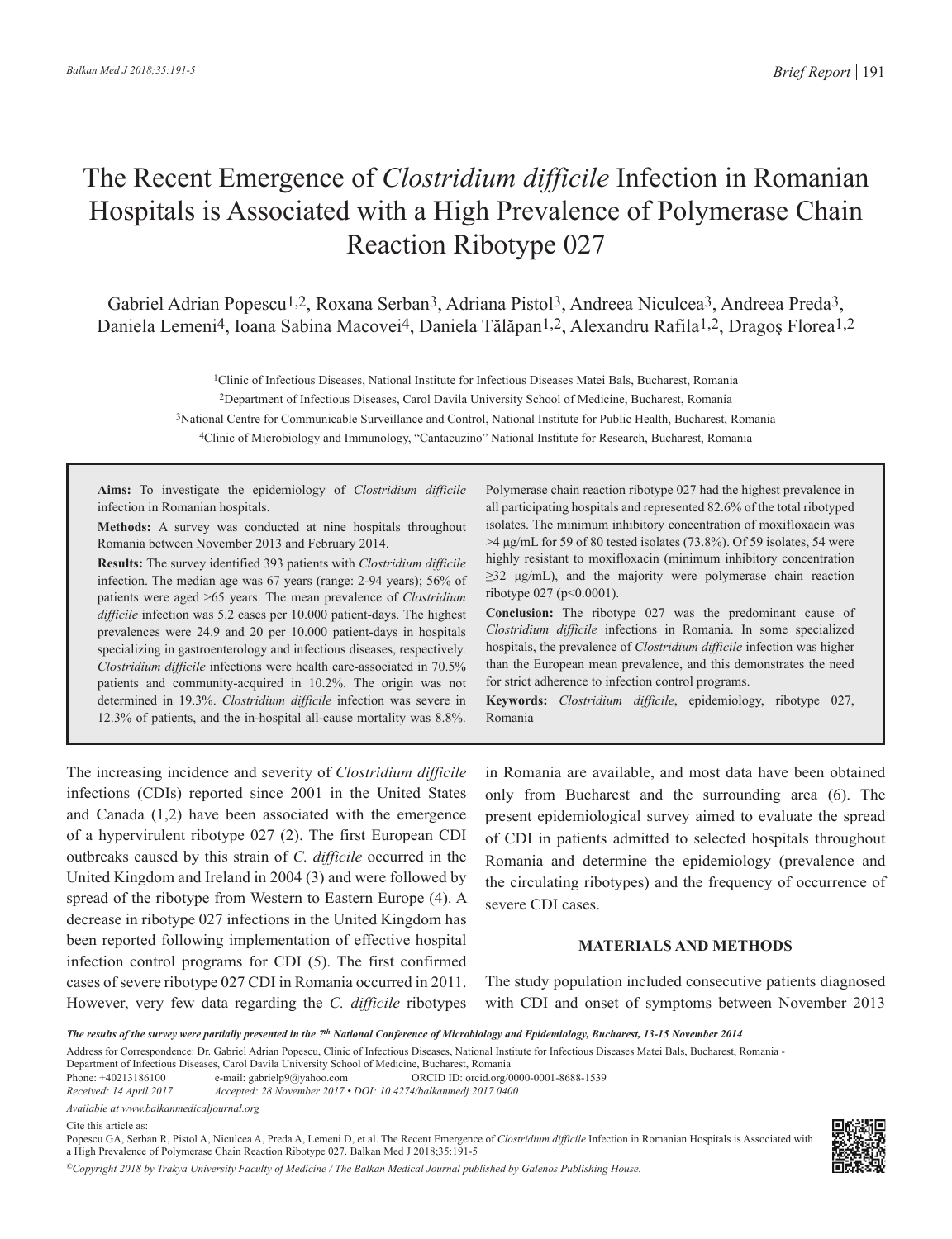# The Recent Emergence of *Clostridium difficile* Infection in Romanian Hospitals is Associated with a High Prevalence of Polymerase Chain Reaction Ribotype 027

Gabriel Adrian Popescu[1,2], Roxana Serban[3], Adriana Pistol[3], Andreea Niculcea[3], Andreea Preda[3], Daniela Lemeni[4], Ioana Sabina Macovei[4], Daniela Tălăpan[1,2], Alexandru Rafila[1,2], Dragoş Florea[1,2]

[1]Clinic of Infectious Diseases, National Institute for Infectious Diseases Matei Bals, Bucharest, Romania

[2]Department of Infectious Diseases, Carol Davila University School of Medicine, Bucharest, Romania

[3]National Centre for Communicable Surveillance and Control, National Institute for Public Health, Bucharest, Romania

[4]Clinic of Microbiology and Immunology, "Cantacuzino" National Institute for Research, Bucharest, Romania

**Aims:** To investigate the epidemiology of *Clostridium difficile* infection in Romanian hospitals.

**Methods:** A survey was conducted at nine hospitals throughout Romania between November 2013 and February 2014.

**Results:** The survey identified 393 patients with *Clostridium difficile* infection. The median age was 67 years (range: 2-94 years); 56% of patients were aged >65 years. The mean prevalence of *Clostridium difficile* infection was 5.2 cases per 10.000 patient-days. The highest prevalences were 24.9 and 20 per 10.000 patient-days in hospitals specializing in gastroenterology and infectious diseases, respectively. *Clostridium difficile* infections were health care-associated in 70.5% patients and community-acquired in 10.2%. The origin was not determined in 19.3%. *Clostridium difficile* infection was severe in 12.3% of patients, and the in-hospital all-cause mortality was 8.8%. Polymerase chain reaction ribotype 027 had the highest prevalence in all participating hospitals and represented 82.6% of the total ribotyped isolates. The minimum inhibitory concentration of moxifloxacin was >4 μg/mL for 59 of 80 tested isolates (73.8%). Of 59 isolates, 54 were highly resistant to moxifloxacin (minimum inhibitory concentration ≥32 μg/mL), and the majority were polymerase chain reaction ribotype 027 ($p<0.0001$).

**Conclusion:** The ribotype 027 was the predominant cause of *Clostridium difficile* infections in Romania. In some specialized hospitals, the prevalence of *Clostridium difficile* infection was higher than the European mean prevalence, and this demonstrates the need for strict adherence to infection control programs.

**Keywords:** *Clostridium difficile*, epidemiology, ribotype 027, Romania

The increasing incidence and severity of *Clostridium difficile* infections (CDIs) reported since 2001 in the United States and Canada (1,2) have been associated with the emergence of a hypervirulent ribotype 027 (2). The first European CDI outbreaks caused by this strain of *C. difficile* occurred in the United Kingdom and Ireland in 2004 (3) and were followed by spread of the ribotype from Western to Eastern Europe (4). A decrease in ribotype 027 infections in the United Kingdom has been reported following implementation of effective hospital infection control programs for CDI (5). The first confirmed cases of severe ribotype 027 CDI in Romania occurred in 2011. However, very few data regarding the *C. difficile* ribotypes in Romania are available, and most data have been obtained only from Bucharest and the surrounding area (6). The present epidemiological survey aimed to evaluate the spread of CDI in patients admitted to selected hospitals throughout Romania and determine the epidemiology (prevalence and the circulating ribotypes) and the frequency of occurrence of severe CDI cases.

## MATERIALS AND METHODS

The study population included consecutive patients diagnosed with CDI and onset of symptoms between November 2013

*The results of the survey were partially presented in the 7th National Conference of Microbiology and Epidemiology, Bucharest, 13-15 November 2014*

Address for Correspondence: Dr. Gabriel Adrian Popescu, Clinic of Infectious Diseases, National Institute for Infectious Diseases Matei Bals, Bucharest, Romania - Department of Infectious Diseases, Carol Davila University School of Medicine, Bucharest, Romania

Phone: +40213186100 e-mail: gabrielp9@yahoo.com ORCID ID: orcid.org/0000-0001-8688-1539

*Received: 14 April 2017 Accepted: 28 November 2017 • DOI: 10.4274/balkanmedj.2017.0400*

*Available at www.balkanmedicaljournal.org*

Cite this article as:
Popescu GA, Serban R, Pistol A, Niculcea A, Preda A, Lemeni D, et al. The Recent Emergence of *Clostridium difficile* Infection in Romanian Hospitals is Associated with a High Prevalence of Polymerase Chain Reaction Ribotype 027. Balkan Med J 2018;35:191-5

*©Copyright 2018 by Trakya University Faculty of Medicine / The Balkan Medical Journal published by Galenos Publishing House.*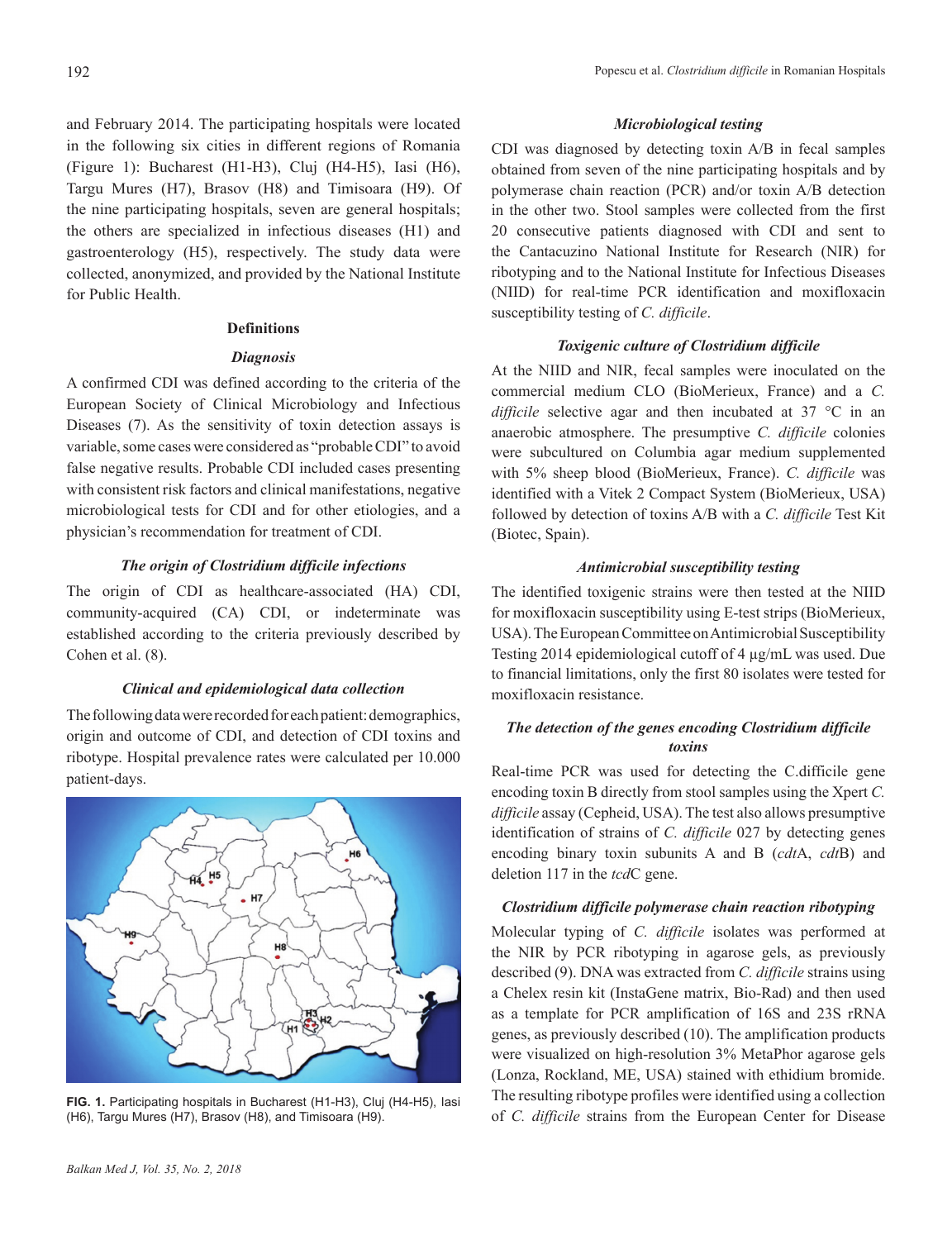and February 2014. The participating hospitals were located in the following six cities in different regions of Romania (Figure 1): Bucharest (H1-H3), Cluj (H4-H5), Iasi (H6), Targu Mures (H7), Brasov (H8) and Timisoara (H9). Of the nine participating hospitals, seven are general hospitals; the others are specialized in infectious diseases (H1) and gastroenterology (H5), respectively. The study data were collected, anonymized, and provided by the National Institute for Public Health.

### Definitions

#### *Diagnosis*

A confirmed CDI was defined according to the criteria of the European Society of Clinical Microbiology and Infectious Diseases (7). As the sensitivity of toxin detection assays is variable, some cases were considered as "probable CDI" to avoid false negative results. Probable CDI included cases presenting with consistent risk factors and clinical manifestations, negative microbiological tests for CDI and for other etiologies, and a physician's recommendation for treatment of CDI.

#### *The origin of Clostridium difficile infections*

The origin of CDI as healthcare-associated (HA) CDI, community-acquired (CA) CDI, or indeterminate was established according to the criteria previously described by Cohen et al. (8).

#### *Clinical and epidemiological data collection*

The following data were recorded for each patient: demographics, origin and outcome of CDI, and detection of CDI toxins and ribotype. Hospital prevalence rates were calculated per 10.000 patient-days.

**FIG. 1.** Participating hospitals in Bucharest (H1-H3), Cluj (H4-H5), Iasi (H6), Targu Mures (H7), Brasov (H8), and Timisoara (H9).

#### *Microbiological testing*

CDI was diagnosed by detecting toxin A/B in fecal samples obtained from seven of the nine participating hospitals and by polymerase chain reaction (PCR) and/or toxin A/B detection in the other two. Stool samples were collected from the first 20 consecutive patients diagnosed with CDI and sent to the Cantacuzino National Institute for Research (NIR) for ribotyping and to the National Institute for Infectious Diseases (NIID) for real-time PCR identification and moxifloxacin susceptibility testing of *C. difficile*.

#### *Toxigenic culture of Clostridium difficile*

At the NIID and NIR, fecal samples were inoculated on the commercial medium CLO (BioMerieux, France) and a *C. difficile* selective agar and then incubated at 37 °C in an anaerobic atmosphere. The presumptive *C. difficile* colonies were subcultured on Columbia agar medium supplemented with 5% sheep blood (BioMerieux, France). *C. difficile* was identified with a Vitek 2 Compact System (BioMerieux, USA) followed by detection of toxins A/B with a *C. difficile* Test Kit (Biotec, Spain).

#### *Antimicrobial susceptibility testing*

The identified toxigenic strains were then tested at the NIID for moxifloxacin susceptibility using E-test strips (BioMerieux, USA). The European Committee on Antimicrobial Susceptibility Testing 2014 epidemiological cutoff of 4 µg/mL was used. Due to financial limitations, only the first 80 isolates were tested for moxifloxacin resistance.

#### *The detection of the genes encoding Clostridium difficile toxins*

Real-time PCR was used for detecting the C.difficile gene encoding toxin B directly from stool samples using the Xpert *C. difficile* assay (Cepheid, USA). The test also allows presumptive identification of strains of *C. difficile* 027 by detecting genes encoding binary toxin subunits A and B (*cdt*A, *cdt*B) and deletion 117 in the *tcd*C gene.

#### *Clostridium difficile polymerase chain reaction ribotyping*

Molecular typing of *C. difficile* isolates was performed at the NIR by PCR ribotyping in agarose gels, as previously described (9). DNA was extracted from *C. difficile* strains using a Chelex resin kit (InstaGene matrix, Bio-Rad) and then used as a template for PCR amplification of 16S and 23S rRNA genes, as previously described (10). The amplification products were visualized on high-resolution 3% MetaPhor agarose gels (Lonza, Rockland, ME, USA) stained with ethidium bromide. The resulting ribotype profiles were identified using a collection of *C. difficile* strains from the European Center for Disease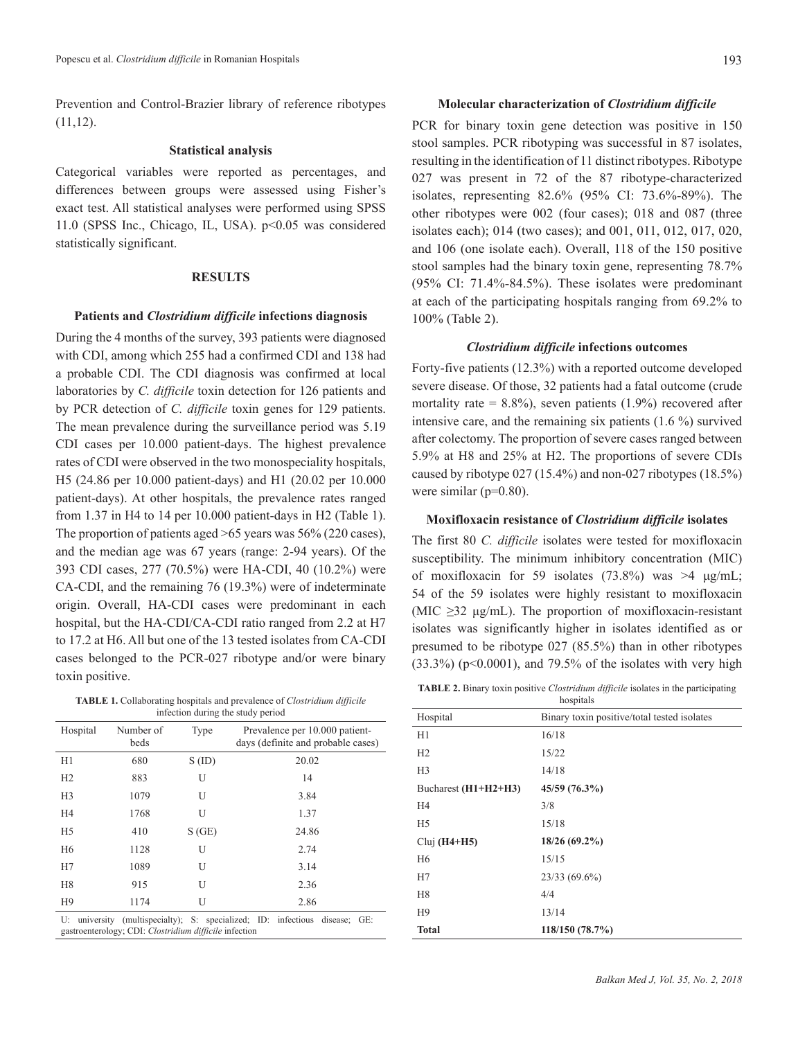Prevention and Control-Brazier library of reference ribotypes (11,12).

### Statistical analysis

Categorical variables were reported as percentages, and differences between groups were assessed using Fisher's exact test. All statistical analyses were performed using SPSS 11.0 (SPSS Inc., Chicago, IL, USA). p<0.05 was considered statistically significant.

## RESULTS

### Patients and *Clostridium difficile* infections diagnosis

During the 4 months of the survey, 393 patients were diagnosed with CDI, among which 255 had a confirmed CDI and 138 had a probable CDI. The CDI diagnosis was confirmed at local laboratories by *C. difficile* toxin detection for 126 patients and by PCR detection of *C. difficile* toxin genes for 129 patients. The mean prevalence during the surveillance period was 5.19 CDI cases per 10.000 patient-days. The highest prevalence rates of CDI were observed in the two monospeciality hospitals, H5 (24.86 per 10.000 patient-days) and H1 (20.02 per 10.000 patient-days). At other hospitals, the prevalence rates ranged from 1.37 in H4 to 14 per 10.000 patient-days in H2 (Table 1). The proportion of patients aged >65 years was 56% (220 cases), and the median age was 67 years (range: 2-94 years). Of the 393 CDI cases, 277 (70.5%) were HA-CDI, 40 (10.2%) were CA-CDI, and the remaining 76 (19.3%) were of indeterminate origin. Overall, HA-CDI cases were predominant in each hospital, but the HA-CDI/CA-CDI ratio ranged from 2.2 at H7 to 17.2 at H6. All but one of the 13 tested isolates from CA-CDI cases belonged to the PCR-027 ribotype and/or were binary toxin positive.

**TABLE 1.** Collaborating hospitals and prevalence of *Clostridium difficile* infection during the study period

| Hospital | Number of beds | Type | Prevalence per 10.000 patient-days (definite and probable cases) |
|---|---|---|---|
| H1 | 680 | S (ID) | 20.02 |
| H2 | 883 | U | 14 |
| H3 | 1079 | U | 3.84 |
| H4 | 1768 | U | 1.37 |
| H5 | 410 | S (GE) | 24.86 |
| H6 | 1128 | U | 2.74 |
| H7 | 1089 | U | 3.14 |
| H8 | 915 | U | 2.36 |
| H9 | 1174 | U | 2.86 |

U: university (multispecialty); S: specialized; ID: infectious disease; GE: gastroenterology; CDI: *Clostridium difficile* infection

### Molecular characterization of *Clostridium difficile*

PCR for binary toxin gene detection was positive in 150 stool samples. PCR ribotyping was successful in 87 isolates, resulting in the identification of 11 distinct ribotypes. Ribotype 027 was present in 72 of the 87 ribotype-characterized isolates, representing 82.6% (95% CI: 73.6%-89%). The other ribotypes were 002 (four cases); 018 and 087 (three isolates each); 014 (two cases); and 001, 011, 012, 017, 020, and 106 (one isolate each). Overall, 118 of the 150 positive stool samples had the binary toxin gene, representing 78.7% (95% CI: 71.4%-84.5%). These isolates were predominant at each of the participating hospitals ranging from 69.2% to 100% (Table 2).

### *Clostridium difficile* infections outcomes

Forty-five patients (12.3%) with a reported outcome developed severe disease. Of those, 32 patients had a fatal outcome (crude mortality rate = 8.8%), seven patients (1.9%) recovered after intensive care, and the remaining six patients (1.6 %) survived after colectomy. The proportion of severe cases ranged between 5.9% at H8 and 25% at H2. The proportions of severe CDIs caused by ribotype 027 (15.4%) and non-027 ribotypes (18.5%) were similar (p=0.80).

### Moxifloxacin resistance of *Clostridium difficile* isolates

The first 80 *C. difficile* isolates were tested for moxifloxacin susceptibility. The minimum inhibitory concentration (MIC) of moxifloxacin for 59 isolates (73.8%) was >4 μg/mL; 54 of the 59 isolates were highly resistant to moxifloxacin (MIC ≥32 μg/mL). The proportion of moxifloxacin-resistant isolates was significantly higher in isolates identified as or presumed to be ribotype 027 (85.5%) than in other ribotypes (33.3%) (p<0.0001), and 79.5% of the isolates with very high

**TABLE 2.** Binary toxin positive *Clostridium difficile* isolates in the participating hospitals

| Hospital | Binary toxin positive/total tested isolates |
|---|---|
| H1 | 16/18 |
| H2 | 15/22 |
| H3 | 14/18 |
| Bucharest **(H1+H2+H3)** | **45/59 (76.3%)** |
| H4 | 3/8 |
| H5 | 15/18 |
| Cluj **(H4+H5)** | **18/26 (69.2%)** |
| H6 | 15/15 |
| H7 | 23/33 (69.6%) |
| H8 | 4/4 |
| H9 | 13/14 |
| **Total** | **118/150 (78.7%)** |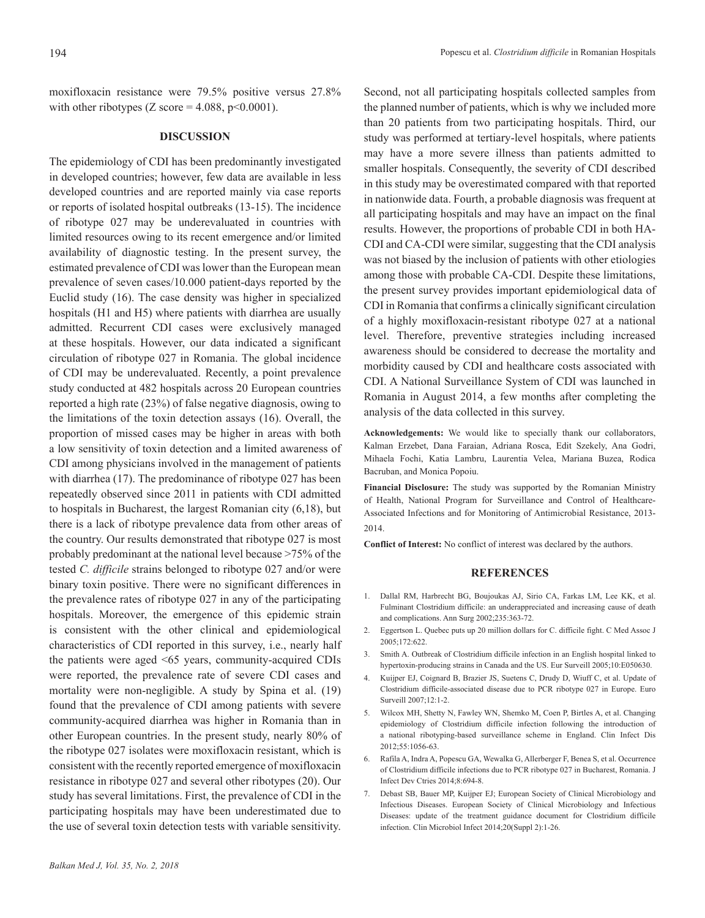moxifloxacin resistance were 79.5% positive versus 27.8% with other ribotypes (Z score = 4.088, $p<0.0001$).

## DISCUSSION

The epidemiology of CDI has been predominantly investigated in developed countries; however, few data are available in less developed countries and are reported mainly via case reports or reports of isolated hospital outbreaks (13-15). The incidence of ribotype 027 may be underevaluated in countries with limited resources owing to its recent emergence and/or limited availability of diagnostic testing. In the present survey, the estimated prevalence of CDI was lower than the European mean prevalence of seven cases/10.000 patient-days reported by the Euclid study (16). The case density was higher in specialized hospitals (H1 and H5) where patients with diarrhea are usually admitted. Recurrent CDI cases were exclusively managed at these hospitals. However, our data indicated a significant circulation of ribotype 027 in Romania. The global incidence of CDI may be underevaluated. Recently, a point prevalence study conducted at 482 hospitals across 20 European countries reported a high rate (23%) of false negative diagnosis, owing to the limitations of the toxin detection assays (16). Overall, the proportion of missed cases may be higher in areas with both a low sensitivity of toxin detection and a limited awareness of CDI among physicians involved in the management of patients with diarrhea (17). The predominance of ribotype 027 has been repeatedly observed since 2011 in patients with CDI admitted to hospitals in Bucharest, the largest Romanian city (6,18), but there is a lack of ribotype prevalence data from other areas of the country. Our results demonstrated that ribotype 027 is most probably predominant at the national level because >75% of the tested *C. difficile* strains belonged to ribotype 027 and/or were binary toxin positive. There were no significant differences in the prevalence rates of ribotype 027 in any of the participating hospitals. Moreover, the emergence of this epidemic strain is consistent with the other clinical and epidemiological characteristics of CDI reported in this survey, i.e., nearly half the patients were aged <65 years, community-acquired CDIs were reported, the prevalence rate of severe CDI cases and mortality were non-negligible. A study by Spina et al. (19) found that the prevalence of CDI among patients with severe community-acquired diarrhea was higher in Romania than in other European countries. In the present study, nearly 80% of the ribotype 027 isolates were moxifloxacin resistant, which is consistent with the recently reported emergence of moxifloxacin resistance in ribotype 027 and several other ribotypes (20). Our study has several limitations. First, the prevalence of CDI in the participating hospitals may have been underestimated due to the use of several toxin detection tests with variable sensitivity. Second, not all participating hospitals collected samples from the planned number of patients, which is why we included more than 20 patients from two participating hospitals. Third, our study was performed at tertiary-level hospitals, where patients may have a more severe illness than patients admitted to smaller hospitals. Consequently, the severity of CDI described in this study may be overestimated compared with that reported in nationwide data. Fourth, a probable diagnosis was frequent at all participating hospitals and may have an impact on the final results. However, the proportions of probable CDI in both HA-CDI and CA-CDI were similar, suggesting that the CDI analysis was not biased by the inclusion of patients with other etiologies among those with probable CA-CDI. Despite these limitations, the present survey provides important epidemiological data of CDI in Romania that confirms a clinically significant circulation of a highly moxifloxacin-resistant ribotype 027 at a national level. Therefore, preventive strategies including increased awareness should be considered to decrease the mortality and morbidity caused by CDI and healthcare costs associated with CDI. A National Surveillance System of CDI was launched in Romania in August 2014, a few months after completing the analysis of the data collected in this survey.

**Acknowledgements:** We would like to specially thank our collaborators, Kalman Erzebet, Dana Faraian, Adriana Rosca, Edit Szekely, Ana Godri, Mihaela Fochi, Katia Lambru, Laurentia Velea, Mariana Buzea, Rodica Bacruban, and Monica Popoiu.

**Financial Disclosure:** The study was supported by the Romanian Ministry of Health, National Program for Surveillance and Control of Healthcare-Associated Infections and for Monitoring of Antimicrobial Resistance, 2013-2014.

**Conflict of Interest:** No conflict of interest was declared by the authors.

## REFERENCES

1. Dallal RM, Harbrecht BG, Boujoukas AJ, Sirio CA, Farkas LM, Lee KK, et al. Fulminant Clostridium difficile: an underappreciated and increasing cause of death and complications. Ann Surg 2002;235:363-72.
2. Eggertson L. Quebec puts up 20 million dollars for C. difficile fight. C Med Assoc J 2005;172:622.
3. Smith A. Outbreak of Clostridium difficile infection in an English hospital linked to hypertoxin-producing strains in Canada and the US. Eur Surveill 2005;10:E050630.
4. Kuijper EJ, Coignard B, Brazier JS, Suetens C, Drudy D, Wiuff C, et al. Update of Clostridium difficile-associated disease due to PCR ribotype 027 in Europe. Euro Surveill 2007;12:1-2.
5. Wilcox MH, Shetty N, Fawley WN, Shemko M, Coen P, Birtles A, et al. Changing epidemiology of Clostridium difficile infection following the introduction of a national ribotyping-based surveillance scheme in England. Clin Infect Dis 2012;55:1056-63.
6. Rafila A, Indra A, Popescu GA, Wewalka G, Allerberger F, Benea S, et al. Occurrence of Clostridium difficile infections due to PCR ribotype 027 in Bucharest, Romania. J Infect Dev Ctries 2014;8:694-8.
7. Debast SB, Bauer MP, Kuijper EJ; European Society of Clinical Microbiology and Infectious Diseases. European Society of Clinical Microbiology and Infectious Diseases: update of the treatment guidance document for Clostridium difficile infection. Clin Microbiol Infect 2014;20(Suppl 2):1-26.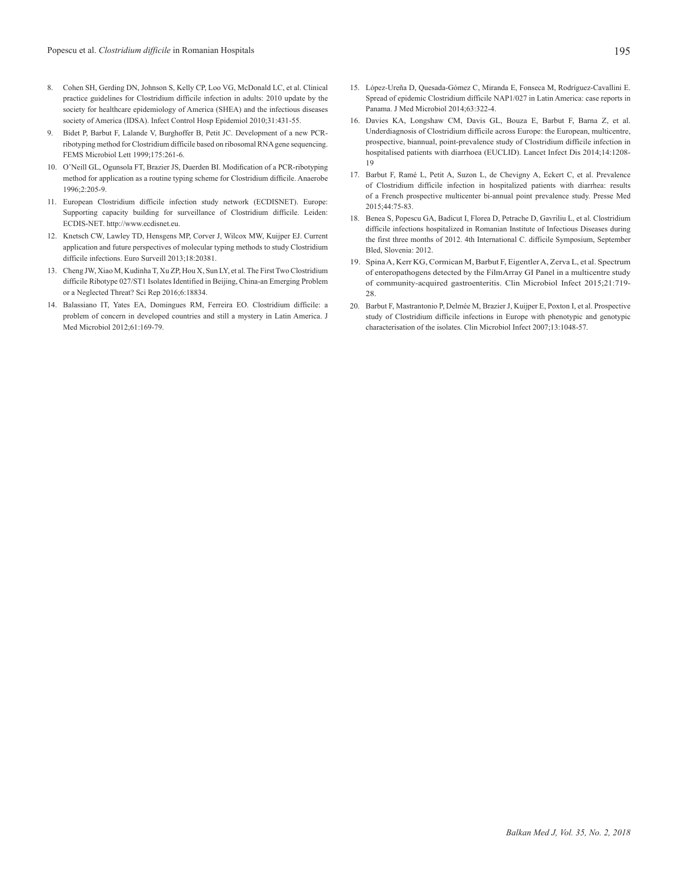8. Cohen SH, Gerding DN, Johnson S, Kelly CP, Loo VG, McDonald LC, et al. Clinical practice guidelines for Clostridium difficile infection in adults: 2010 update by the society for healthcare epidemiology of America (SHEA) and the infectious diseases society of America (IDSA). Infect Control Hosp Epidemiol 2010;31:431-55.
9. Bidet P, Barbut F, Lalande V, Burghoffer B, Petit JC. Development of a new PCR-ribotyping method for Clostridium difficile based on ribosomal RNA gene sequencing. FEMS Microbiol Lett 1999;175:261-6.
10. O'Neill GL, Ogunsola FT, Brazier JS, Duerden BI. Modification of a PCR-ribotyping method for application as a routine typing scheme for Clostridium difficile. Anaerobe 1996;2:205-9.
11. European Clostridium difficile infection study network (ECDISNET). Europe: Supporting capacity building for surveillance of Clostridium difficile. Leiden: ECDIS-NET. http://www.ecdisnet.eu.
12. Knetsch CW, Lawley TD, Hensgens MP, Corver J, Wilcox MW, Kuijper EJ. Current application and future perspectives of molecular typing methods to study Clostridium difficile infections. Euro Surveill 2013;18:20381.
13. Cheng JW, Xiao M, Kudinha T, Xu ZP, Hou X, Sun LY, et al. The First Two Clostridium difficile Ribotype 027/ST1 Isolates Identified in Beijing, China-an Emerging Problem or a Neglected Threat? Sci Rep 2016;6:18834.
14. Balassiano IT, Yates EA, Domingues RM, Ferreira EO. Clostridium difficile: a problem of concern in developed countries and still a mystery in Latin America. J Med Microbiol 2012;61:169-79.
15. López-Ureña D, Quesada-Gómez C, Miranda E, Fonseca M, Rodríguez-Cavallini E. Spread of epidemic Clostridium difficile NAP1/027 in Latin America: case reports in Panama. J Med Microbiol 2014;63:322-4.
16. Davies KA, Longshaw CM, Davis GL, Bouza E, Barbut F, Barna Z, et al. Underdiagnosis of Clostridium difficile across Europe: the European, multicentre, prospective, biannual, point-prevalence study of Clostridium difficile infection in hospitalised patients with diarrhoea (EUCLID). Lancet Infect Dis 2014;14:1208-19
17. Barbut F, Ramé L, Petit A, Suzon L, de Chevigny A, Eckert C, et al. Prevalence of Clostridium difficile infection in hospitalized patients with diarrhea: results of a French prospective multicenter bi-annual point prevalence study. Presse Med 2015;44:75-83.
18. Benea S, Popescu GA, Badicut I, Florea D, Petrache D, Gavriliu L, et al. Clostridium difficile infections hospitalized in Romanian Institute of Infectious Diseases during the first three months of 2012. 4th International C. difficile Symposium, September Bled, Slovenia: 2012.
19. Spina A, Kerr KG, Cormican M, Barbut F, Eigentler A, Zerva L, et al. Spectrum of enteropathogens detected by the FilmArray GI Panel in a multicentre study of community-acquired gastroenteritis. Clin Microbiol Infect 2015;21:719-28.
20. Barbut F, Mastrantonio P, Delmée M, Brazier J, Kuijper E, Poxton I, et al. Prospective study of Clostridium difficile infections in Europe with phenotypic and genotypic characterisation of the isolates. Clin Microbiol Infect 2007;13:1048-57.